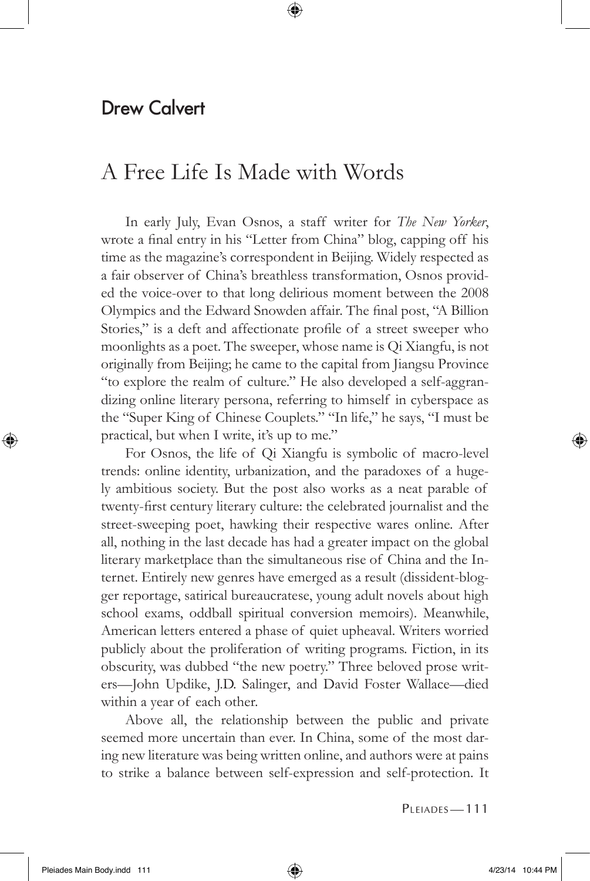## Drew Calvert

# A Free Life Is Made with Words

In early July, Evan Osnos, a staff writer for *The New Yorker*, wrote a final entry in his "Letter from China" blog, capping off his time as the magazine's correspondent in Beijing. Widely respected as a fair observer of China's breathless transformation, Osnos provided the voice-over to that long delirious moment between the 2008 Olympics and the Edward Snowden affair. The final post, "A Billion Stories," is a deft and affectionate profile of a street sweeper who moonlights as a poet. The sweeper, whose name is Qi Xiangfu, is not originally from Beijing; he came to the capital from Jiangsu Province "to explore the realm of culture." He also developed a self-aggrandizing online literary persona, referring to himself in cyberspace as the "Super King of Chinese Couplets." "In life," he says, "I must be practical, but when I write, it's up to me."

For Osnos, the life of Qi Xiangfu is symbolic of macro-level trends: online identity, urbanization, and the paradoxes of a hugely ambitious society. But the post also works as a neat parable of twenty-first century literary culture: the celebrated journalist and the street-sweeping poet, hawking their respective wares online. After all, nothing in the last decade has had a greater impact on the global literary marketplace than the simultaneous rise of China and the Internet. Entirely new genres have emerged as a result (dissident-blogger reportage, satirical bureaucratese, young adult novels about high school exams, oddball spiritual conversion memoirs). Meanwhile, American letters entered a phase of quiet upheaval. Writers worried publicly about the proliferation of writing programs. Fiction, in its obscurity, was dubbed "the new poetry." Three beloved prose writers—John Updike, J.D. Salinger, and David Foster Wallace—died within a year of each other.

Above all, the relationship between the public and private seemed more uncertain than ever. In China, some of the most daring new literature was being written online, and authors were at pains to strike a balance between self-expression and self-protection. It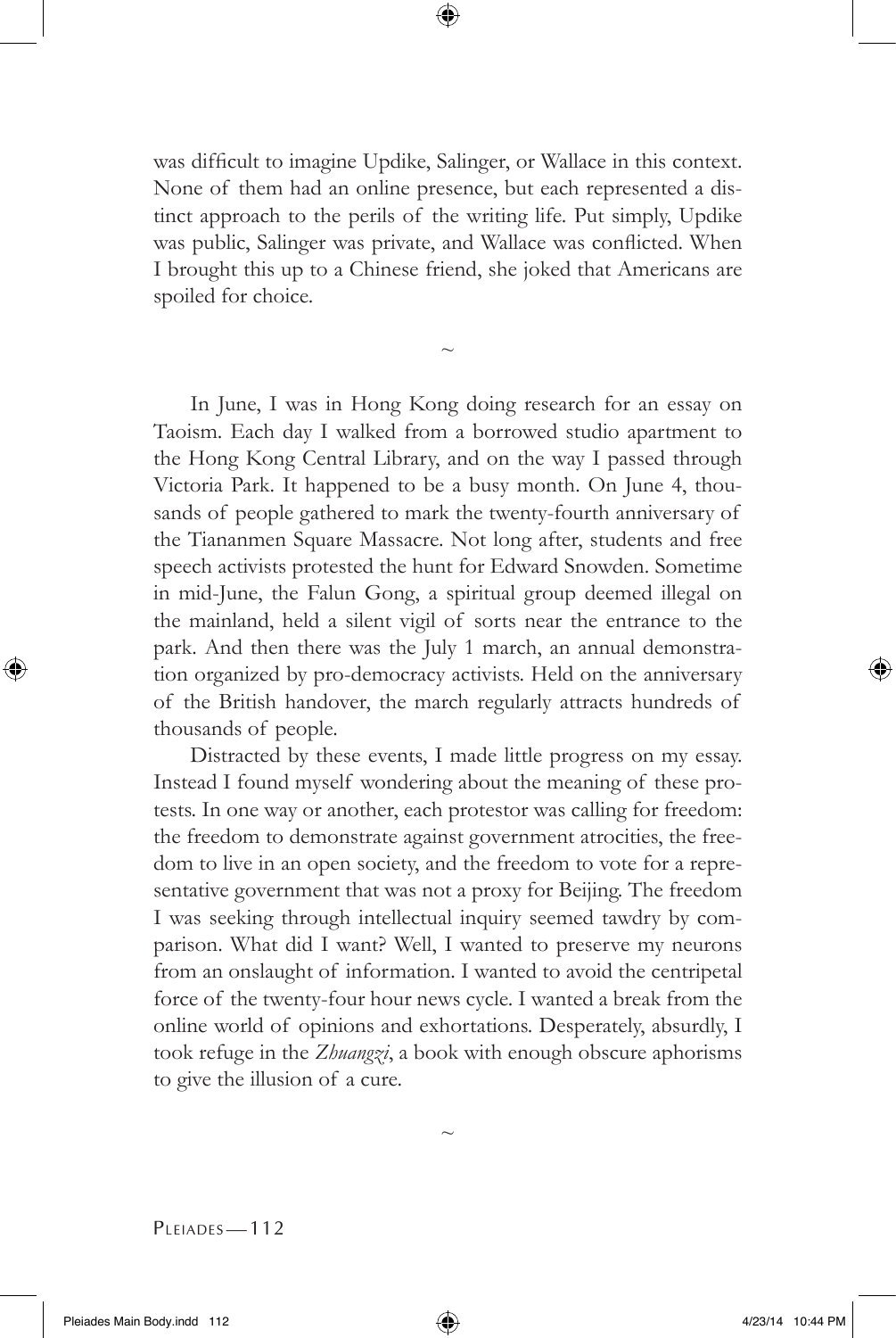was difficult to imagine Updike, Salinger, or Wallace in this context. None of them had an online presence, but each represented a distinct approach to the perils of the writing life. Put simply, Updike was public, Salinger was private, and Wallace was conflicted. When I brought this up to a Chinese friend, she joked that Americans are spoiled for choice.

~

In June, I was in Hong Kong doing research for an essay on Taoism. Each day I walked from a borrowed studio apartment to the Hong Kong Central Library, and on the way I passed through Victoria Park. It happened to be a busy month. On June 4, thousands of people gathered to mark the twenty-fourth anniversary of the Tiananmen Square Massacre. Not long after, students and free speech activists protested the hunt for Edward Snowden. Sometime in mid-June, the Falun Gong, a spiritual group deemed illegal on the mainland, held a silent vigil of sorts near the entrance to the park. And then there was the July 1 march, an annual demonstration organized by pro-democracy activists. Held on the anniversary of the British handover, the march regularly attracts hundreds of thousands of people.

Distracted by these events, I made little progress on my essay. Instead I found myself wondering about the meaning of these protests. In one way or another, each protestor was calling for freedom: the freedom to demonstrate against government atrocities, the freedom to live in an open society, and the freedom to vote for a representative government that was not a proxy for Beijing. The freedom I was seeking through intellectual inquiry seemed tawdry by comparison. What did I want? Well, I wanted to preserve my neurons from an onslaught of information. I wanted to avoid the centripetal force of the twenty-four hour news cycle. I wanted a break from the online world of opinions and exhortations. Desperately, absurdly, I took refuge in the *Zhuangzi*, a book with enough obscure aphorisms to give the illusion of a cure.

~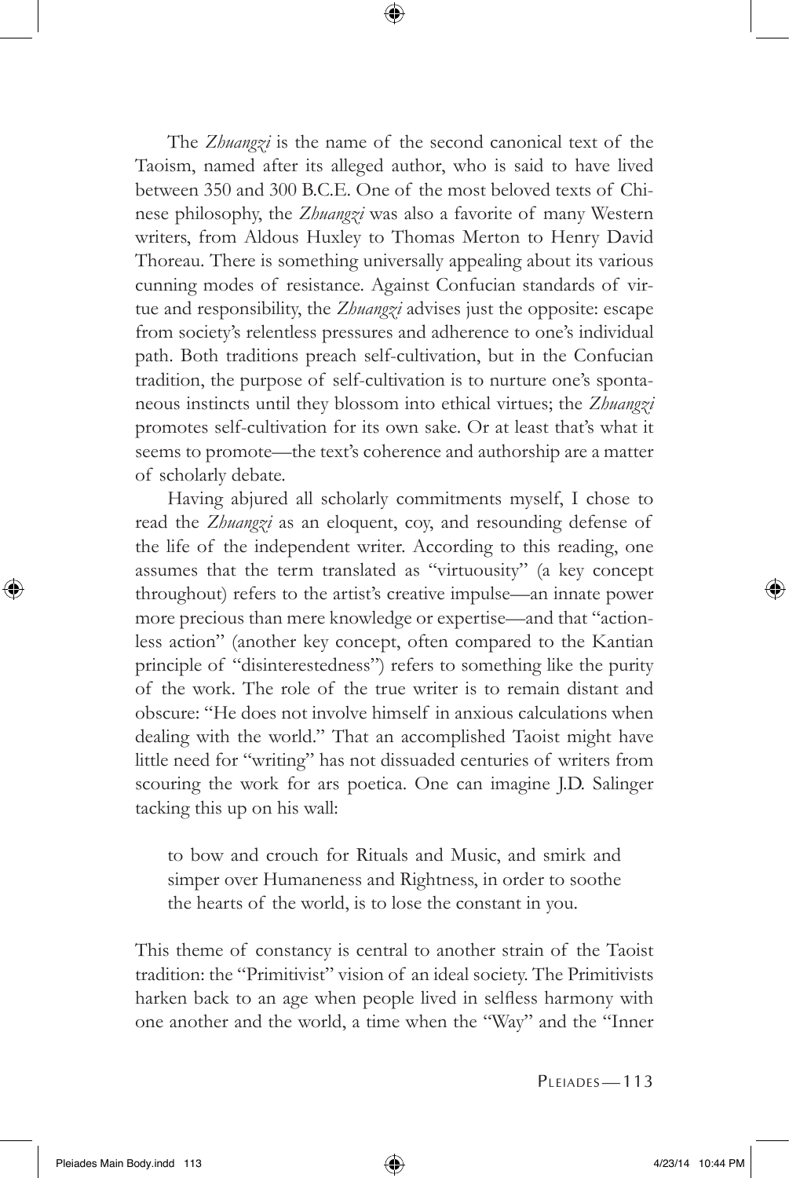The *Zhuangzi* is the name of the second canonical text of the Taoism, named after its alleged author, who is said to have lived between 350 and 300 B.C.E. One of the most beloved texts of Chinese philosophy, the *Zhuangzi* was also a favorite of many Western writers, from Aldous Huxley to Thomas Merton to Henry David Thoreau. There is something universally appealing about its various cunning modes of resistance. Against Confucian standards of virtue and responsibility, the *Zhuangzi* advises just the opposite: escape from society's relentless pressures and adherence to one's individual path. Both traditions preach self-cultivation, but in the Confucian tradition, the purpose of self-cultivation is to nurture one's spontaneous instincts until they blossom into ethical virtues; the *Zhuangzi* promotes self-cultivation for its own sake. Or at least that's what it seems to promote—the text's coherence and authorship are a matter of scholarly debate.

Having abjured all scholarly commitments myself, I chose to read the *Zhuangzi* as an eloquent, coy, and resounding defense of the life of the independent writer. According to this reading, one assumes that the term translated as "virtuousity" (a key concept throughout) refers to the artist's creative impulse—an innate power more precious than mere knowledge or expertise—and that "actionless action" (another key concept, often compared to the Kantian principle of "disinterestedness") refers to something like the purity of the work. The role of the true writer is to remain distant and obscure: "He does not involve himself in anxious calculations when dealing with the world." That an accomplished Taoist might have little need for "writing" has not dissuaded centuries of writers from scouring the work for ars poetica. One can imagine J.D. Salinger tacking this up on his wall:

> to bow and crouch for Rituals and Music, and smirk and simper over Humaneness and Rightness, in order to soothe the hearts of the world, is to lose the constant in you.

This theme of constancy is central to another strain of the Taoist tradition: the "Primitivist" vision of an ideal society. The Primitivists harken back to an age when people lived in selfless harmony with one another and the world, a time when the "Way" and the "Inner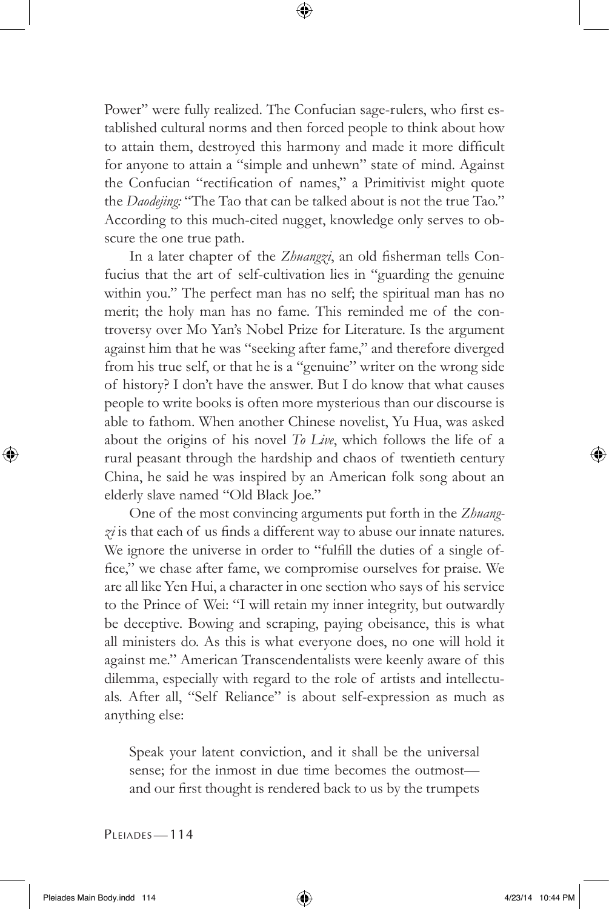Power" were fully realized. The Confucian sage-rulers, who first established cultural norms and then forced people to think about how to attain them, destroyed this harmony and made it more difficult for anyone to attain a "simple and unhewn" state of mind. Against the Confucian "rectification of names," a Primitivist might quote the *Daodejing:* "The Tao that can be talked about is not the true Tao." According to this much-cited nugget, knowledge only serves to obscure the one true path.

In a later chapter of the *Zhuangzi*, an old fisherman tells Confucius that the art of self-cultivation lies in "guarding the genuine within you." The perfect man has no self; the spiritual man has no merit; the holy man has no fame. This reminded me of the controversy over Mo Yan's Nobel Prize for Literature. Is the argument against him that he was "seeking after fame," and therefore diverged from his true self, or that he is a "genuine" writer on the wrong side of history? I don't have the answer. But I do know that what causes people to write books is often more mysterious than our discourse is able to fathom. When another Chinese novelist, Yu Hua, was asked about the origins of his novel *To Live*, which follows the life of a rural peasant through the hardship and chaos of twentieth century China, he said he was inspired by an American folk song about an elderly slave named "Old Black Joe."

One of the most convincing arguments put forth in the *Zhuangzi* is that each of us finds a different way to abuse our innate natures. We ignore the universe in order to "fulfill the duties of a single office," we chase after fame, we compromise ourselves for praise. We are all like Yen Hui, a character in one section who says of his service to the Prince of Wei: "I will retain my inner integrity, but outwardly be deceptive. Bowing and scraping, paying obeisance, this is what all ministers do. As this is what everyone does, no one will hold it against me." American Transcendentalists were keenly aware of this dilemma, especially with regard to the role of artists and intellectuals. After all, "Self Reliance" is about self-expression as much as anything else:

> Speak your latent conviction, and it shall be the universal sense; for the inmost in due time becomes the outmost—and our first thought is rendered back to us by the trumpets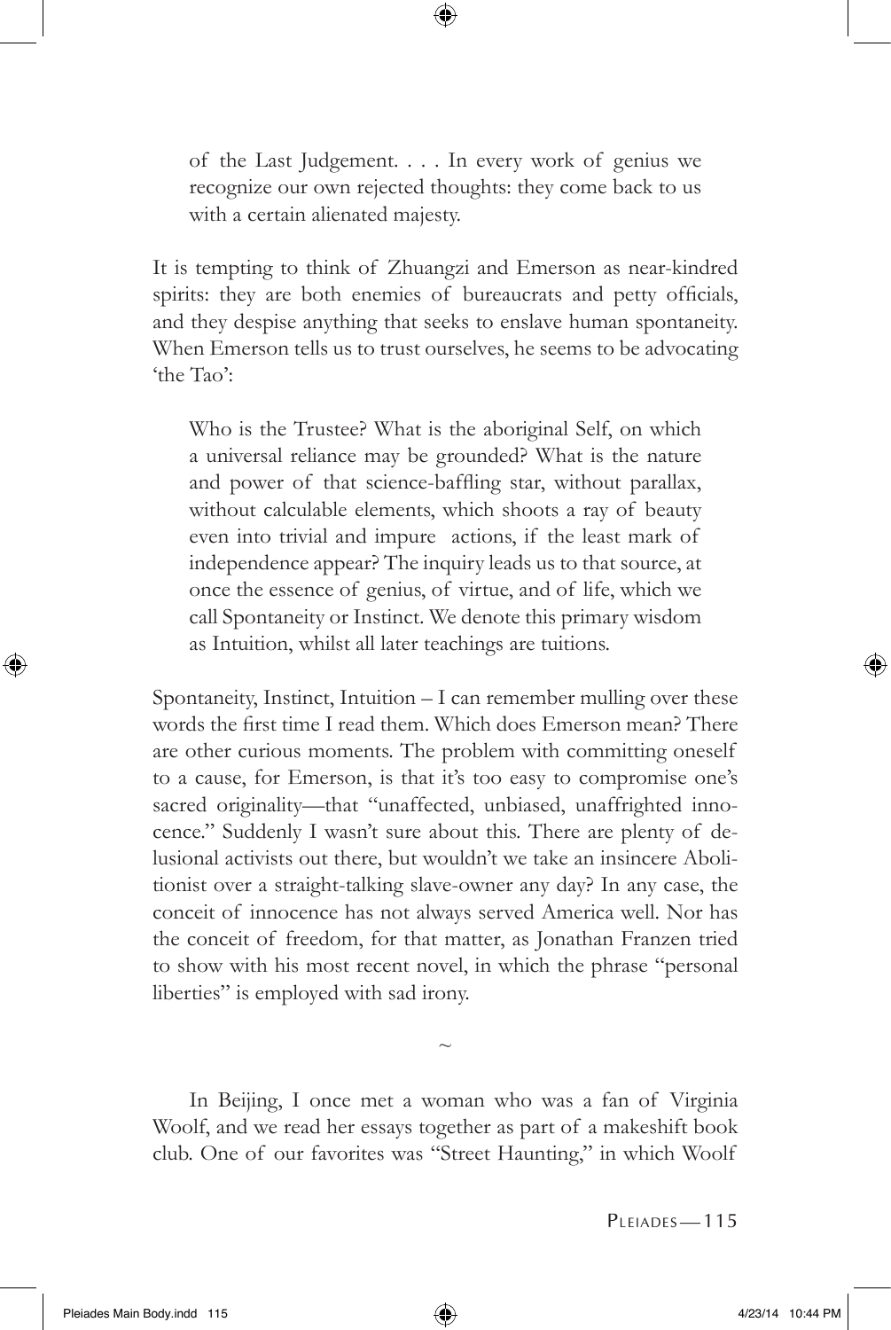> of the Last Judgement. . . . In every work of genius we recognize our own rejected thoughts: they come back to us with a certain alienated majesty.

It is tempting to think of Zhuangzi and Emerson as near-kindred spirits: they are both enemies of bureaucrats and petty officials, and they despise anything that seeks to enslave human spontaneity. When Emerson tells us to trust ourselves, he seems to be advocating 'the Tao':

> Who is the Trustee? What is the aboriginal Self, on which a universal reliance may be grounded? What is the nature and power of that science-baffling star, without parallax, without calculable elements, which shoots a ray of beauty even into trivial and impure actions, if the least mark of independence appear? The inquiry leads us to that source, at once the essence of genius, of virtue, and of life, which we call Spontaneity or Instinct. We denote this primary wisdom as Intuition, whilst all later teachings are tuitions.

Spontaneity, Instinct, Intuition – I can remember mulling over these words the first time I read them. Which does Emerson mean? There are other curious moments. The problem with committing oneself to a cause, for Emerson, is that it's too easy to compromise one's sacred originality—that "unaffected, unbiased, unaffrighted innocence." Suddenly I wasn't sure about this. There are plenty of delusional activists out there, but wouldn't we take an insincere Abolitionist over a straight-talking slave-owner any day? In any case, the conceit of innocence has not always served America well. Nor has the conceit of freedom, for that matter, as Jonathan Franzen tried to show with his most recent novel, in which the phrase "personal liberties" is employed with sad irony.

~

In Beijing, I once met a woman who was a fan of Virginia Woolf, and we read her essays together as part of a makeshift book club. One of our favorites was "Street Haunting," in which Woolf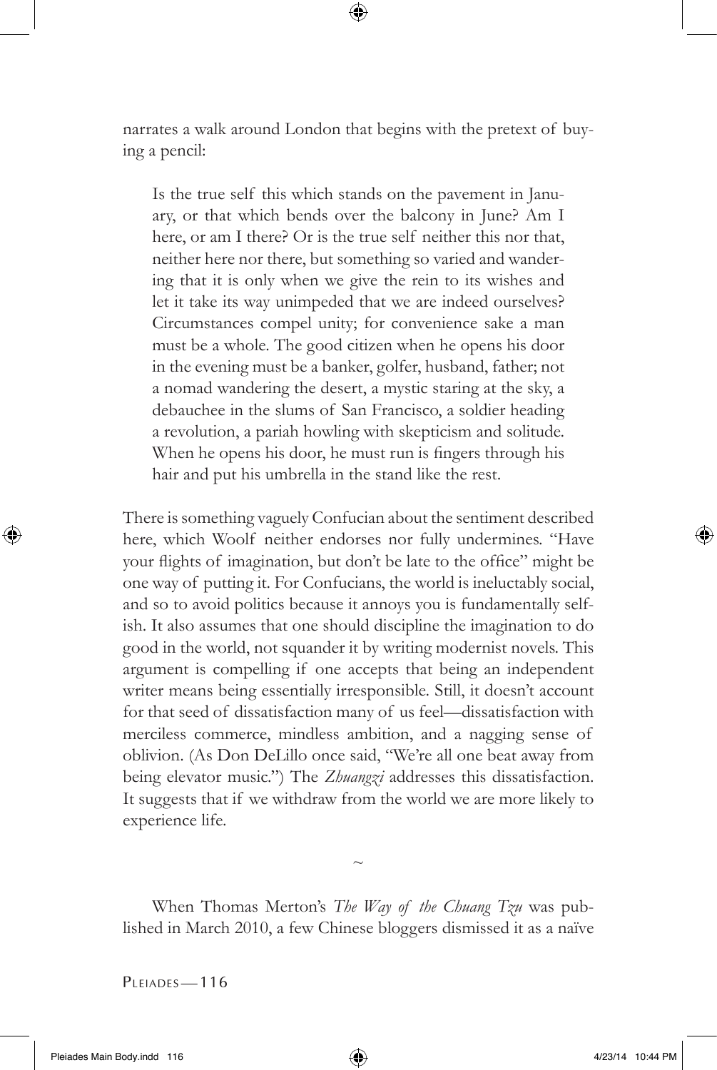narrates a walk around London that begins with the pretext of buying a pencil:

> Is the true self this which stands on the pavement in January, or that which bends over the balcony in June? Am I here, or am I there? Or is the true self neither this nor that, neither here nor there, but something so varied and wandering that it is only when we give the rein to its wishes and let it take its way unimpeded that we are indeed ourselves? Circumstances compel unity; for convenience sake a man must be a whole. The good citizen when he opens his door in the evening must be a banker, golfer, husband, father; not a nomad wandering the desert, a mystic staring at the sky, a debauchee in the slums of San Francisco, a soldier heading a revolution, a pariah howling with skepticism and solitude. When he opens his door, he must run is fingers through his hair and put his umbrella in the stand like the rest.

There is something vaguely Confucian about the sentiment described here, which Woolf neither endorses nor fully undermines. "Have your flights of imagination, but don't be late to the office" might be one way of putting it. For Confucians, the world is ineluctably social, and so to avoid politics because it annoys you is fundamentally selfish. It also assumes that one should discipline the imagination to do good in the world, not squander it by writing modernist novels. This argument is compelling if one accepts that being an independent writer means being essentially irresponsible. Still, it doesn't account for that seed of dissatisfaction many of us feel—dissatisfaction with merciless commerce, mindless ambition, and a nagging sense of oblivion. (As Don DeLillo once said, "We're all one beat away from being elevator music.") The *Zhuangzi* addresses this dissatisfaction. It suggests that if we withdraw from the world we are more likely to experience life.

~

When Thomas Merton's *The Way of the Chuang Tzu* was published in March 2010, a few Chinese bloggers dismissed it as a naïve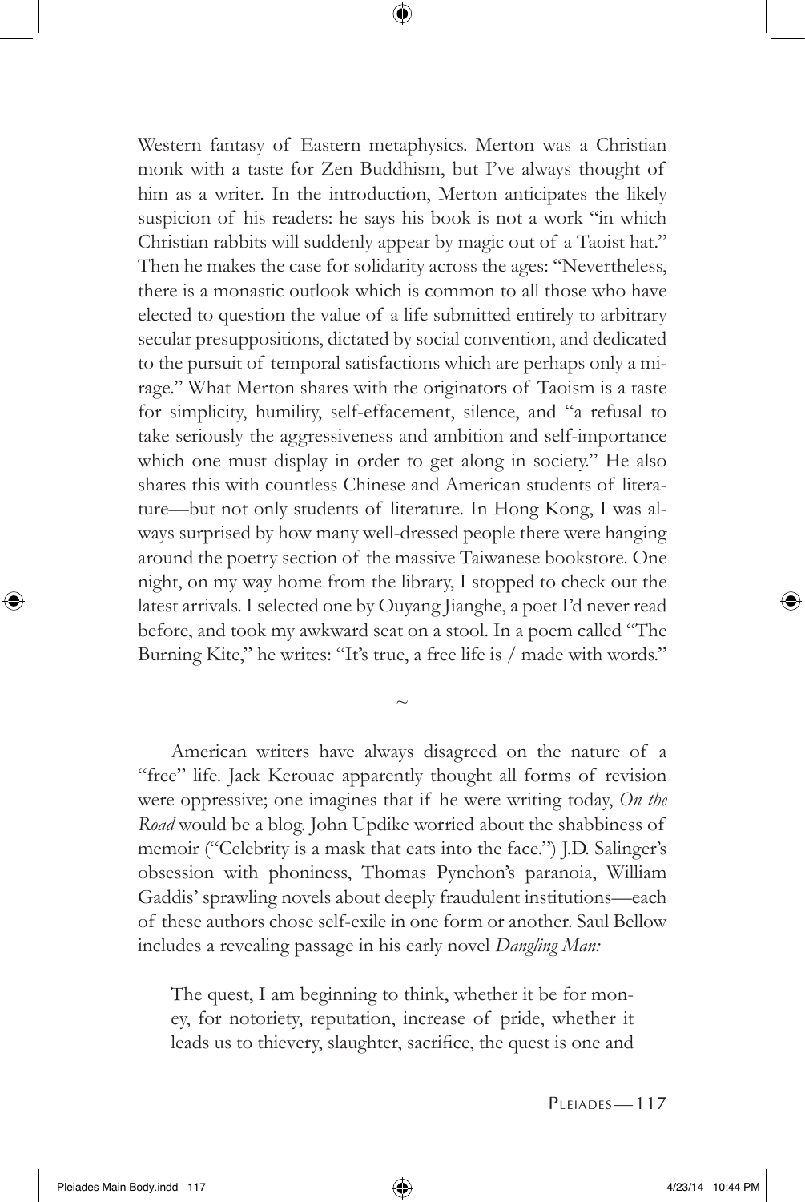Western fantasy of Eastern metaphysics. Merton was a Christian monk with a taste for Zen Buddhism, but I've always thought of him as a writer. In the introduction, Merton anticipates the likely suspicion of his readers: he says his book is not a work "in which Christian rabbits will suddenly appear by magic out of a Taoist hat." Then he makes the case for solidarity across the ages: "Nevertheless, there is a monastic outlook which is common to all those who have elected to question the value of a life submitted entirely to arbitrary secular presuppositions, dictated by social convention, and dedicated to the pursuit of temporal satisfactions which are perhaps only a mirage." What Merton shares with the originators of Taoism is a taste for simplicity, humility, self-effacement, silence, and "a refusal to take seriously the aggressiveness and ambition and self-importance which one must display in order to get along in society." He also shares this with countless Chinese and American students of literature—but not only students of literature. In Hong Kong, I was always surprised by how many well-dressed people there were hanging around the poetry section of the massive Taiwanese bookstore. One night, on my way home from the library, I stopped to check out the latest arrivals. I selected one by Ouyang Jianghe, a poet I'd never read before, and took my awkward seat on a stool. In a poem called "The Burning Kite," he writes: "It's true, a free life is / made with words."

~

American writers have always disagreed on the nature of a "free" life. Jack Kerouac apparently thought all forms of revision were oppressive; one imagines that if he were writing today, *On the Road* would be a blog. John Updike worried about the shabbiness of memoir ("Celebrity is a mask that eats into the face.") J.D. Salinger's obsession with phoniness, Thomas Pynchon's paranoia, William Gaddis' sprawling novels about deeply fraudulent institutions—each of these authors chose self-exile in one form or another. Saul Bellow includes a revealing passage in his early novel *Dangling Man:*

> The quest, I am beginning to think, whether it be for money, for notoriety, reputation, increase of pride, whether it leads us to thievery, slaughter, sacrifice, the quest is one and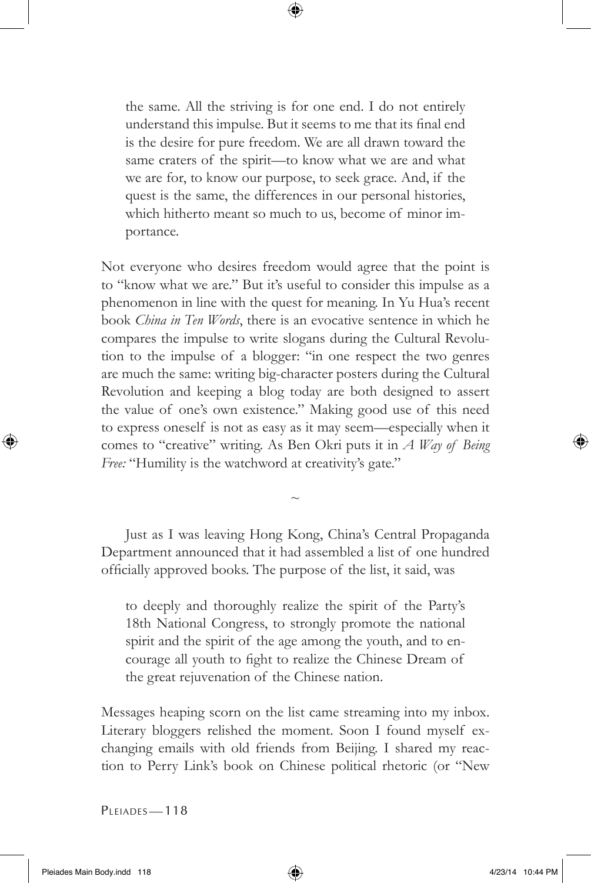> the same. All the striving is for one end. I do not entirely understand this impulse. But it seems to me that its final end is the desire for pure freedom. We are all drawn toward the same craters of the spirit—to know what we are and what we are for, to know our purpose, to seek grace. And, if the quest is the same, the differences in our personal histories, which hitherto meant so much to us, become of minor importance.

Not everyone who desires freedom would agree that the point is to "know what we are." But it's useful to consider this impulse as a phenomenon in line with the quest for meaning. In Yu Hua's recent book *China in Ten Words*, there is an evocative sentence in which he compares the impulse to write slogans during the Cultural Revolution to the impulse of a blogger: "in one respect the two genres are much the same: writing big-character posters during the Cultural Revolution and keeping a blog today are both designed to assert the value of one's own existence." Making good use of this need to express oneself is not as easy as it may seem—especially when it comes to "creative" writing. As Ben Okri puts it in *A Way of Being Free:* "Humility is the watchword at creativity's gate."

~

Just as I was leaving Hong Kong, China's Central Propaganda Department announced that it had assembled a list of one hundred officially approved books. The purpose of the list, it said, was

> to deeply and thoroughly realize the spirit of the Party's 18th National Congress, to strongly promote the national spirit and the spirit of the age among the youth, and to encourage all youth to fight to realize the Chinese Dream of the great rejuvenation of the Chinese nation.

Messages heaping scorn on the list came streaming into my inbox. Literary bloggers relished the moment. Soon I found myself exchanging emails with old friends from Beijing. I shared my reaction to Perry Link's book on Chinese political rhetoric (or "New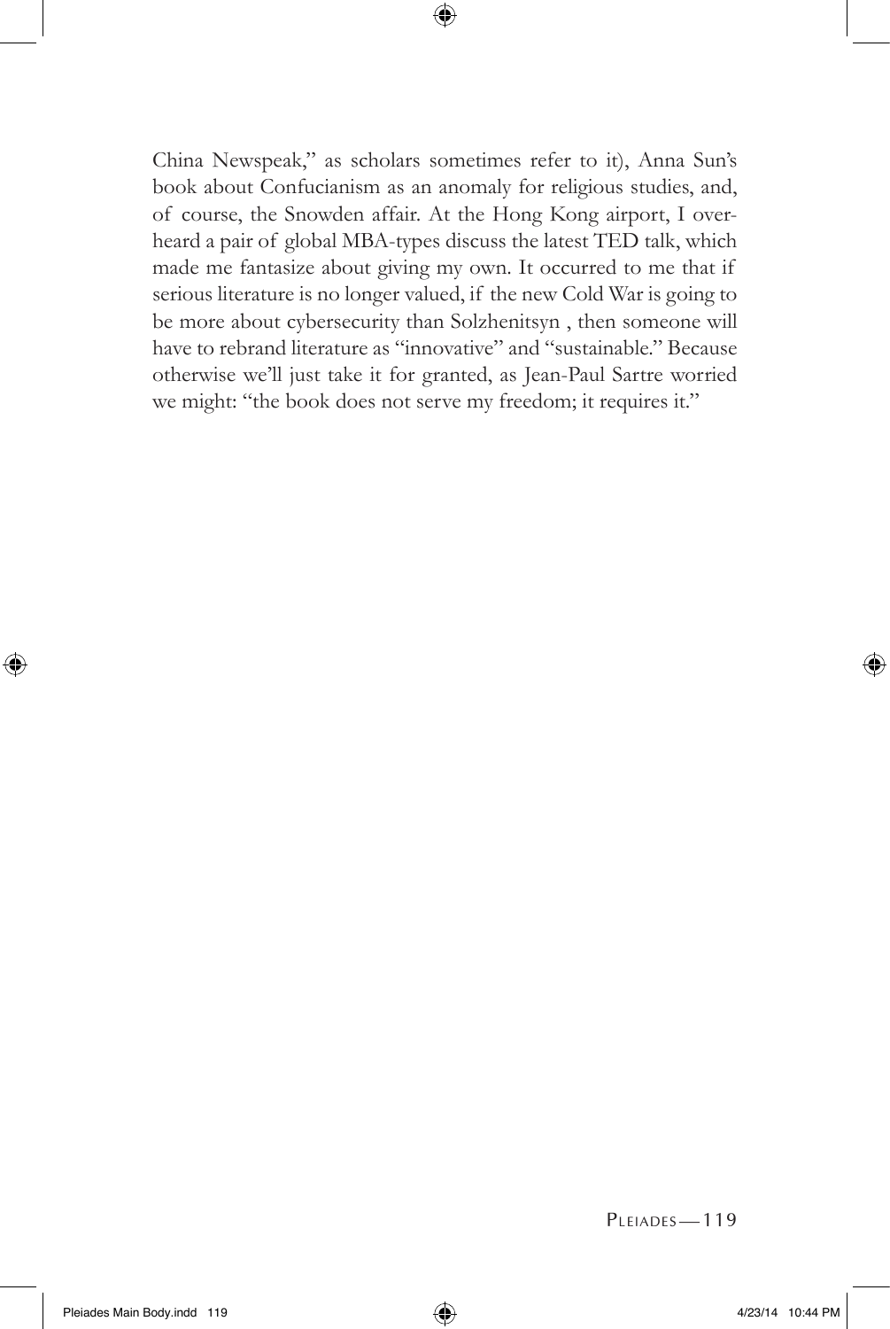China Newspeak," as scholars sometimes refer to it), Anna Sun's book about Confucianism as an anomaly for religious studies, and, of course, the Snowden affair. At the Hong Kong airport, I overheard a pair of global MBA-types discuss the latest TED talk, which made me fantasize about giving my own. It occurred to me that if serious literature is no longer valued, if the new Cold War is going to be more about cybersecurity than Solzhenitsyn , then someone will have to rebrand literature as "innovative" and "sustainable." Because otherwise we'll just take it for granted, as Jean-Paul Sartre worried we might: "the book does not serve my freedom; it requires it."